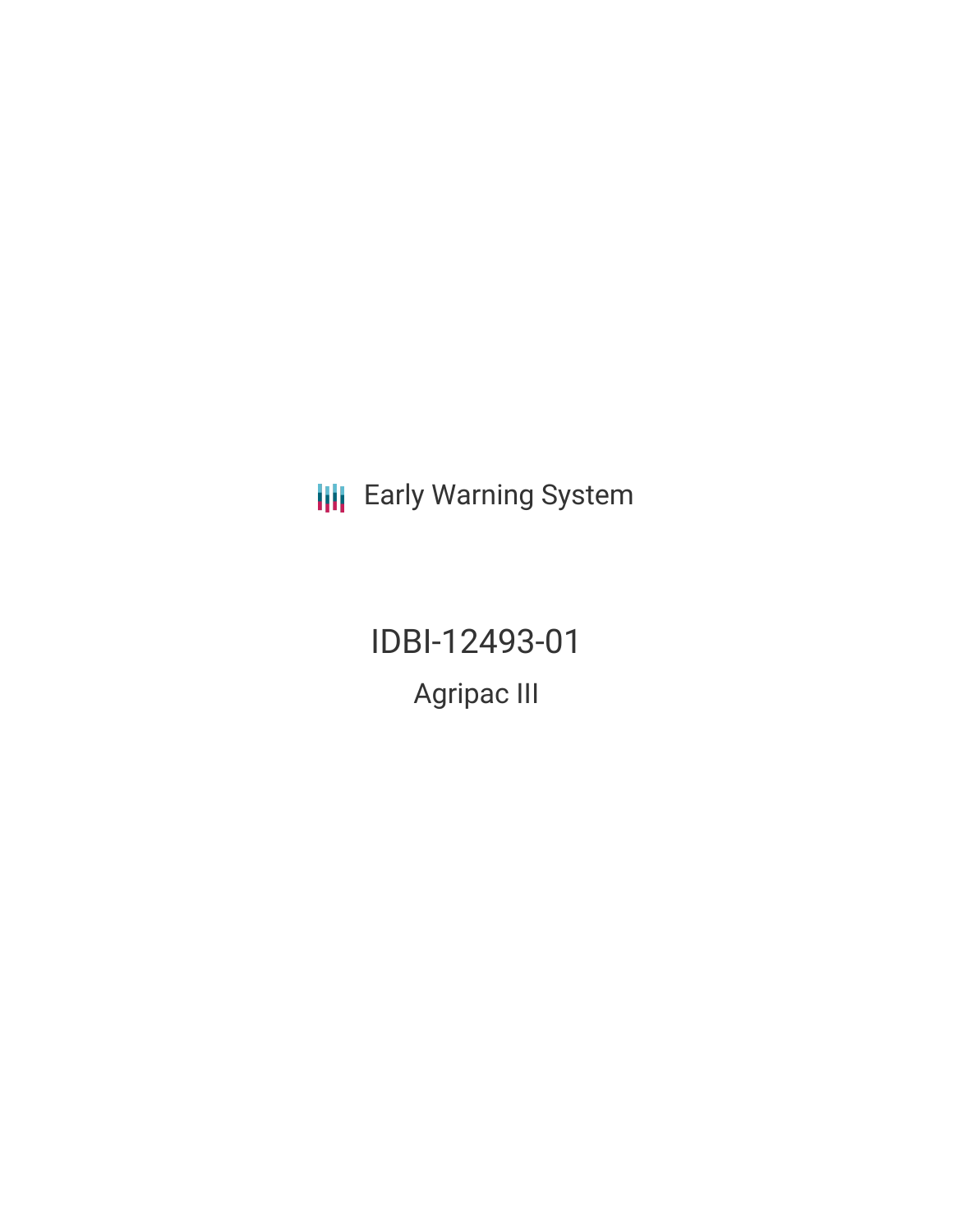Early Warning System

# IDBI-12493-01

## Agripac III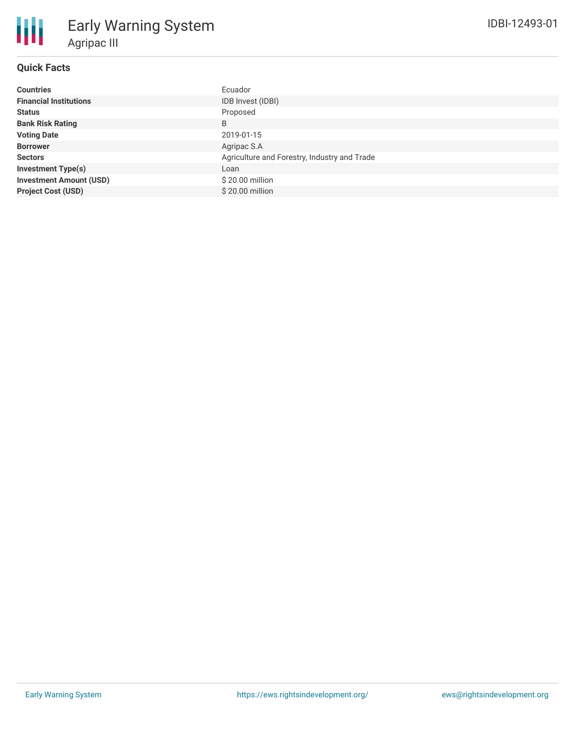# Early Warning System

## Agripac III

IDBI-12493-01

### Quick Facts

| | |
|---|---|
| **Countries** | Ecuador |
| **Financial Institutions** | IDB Invest (IDBI) |
| **Status** | Proposed |
| **Bank Risk Rating** | B |
| **Voting Date** | 2019-01-15 |
| **Borrower** | Agripac S.A |
| **Sectors** | Agriculture and Forestry, Industry and Trade |
| **Investment Type(s)** | Loan |
| **Investment Amount (USD)** | $ 20.00 million |
| **Project Cost (USD)** | $ 20.00 million |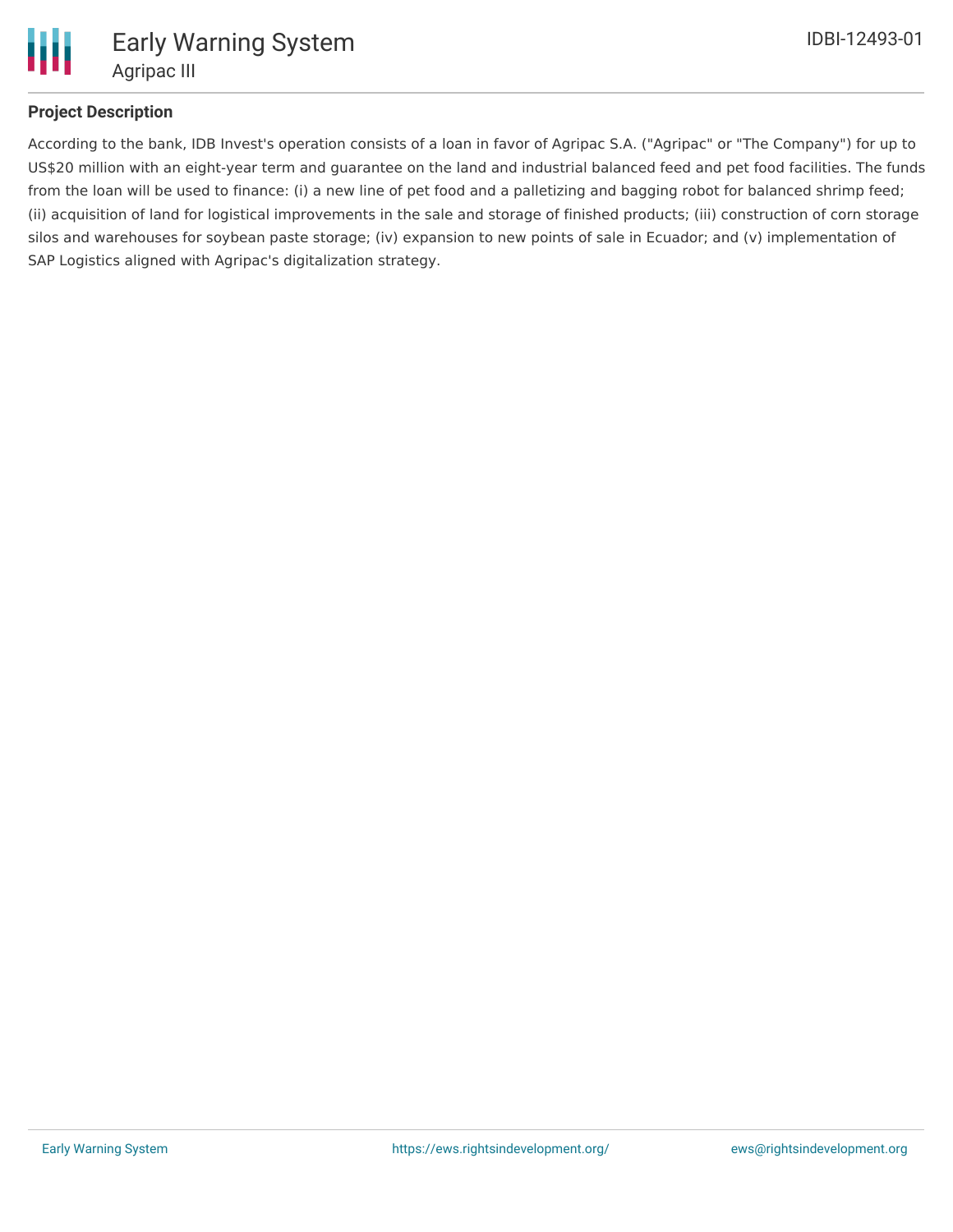## Project Description

According to the bank, IDB Invest's operation consists of a loan in favor of Agripac S.A. ("Agripac" or "The Company") for up to US$20 million with an eight-year term and guarantee on the land and industrial balanced feed and pet food facilities. The funds from the loan will be used to finance: (i) a new line of pet food and a palletizing and bagging robot for balanced shrimp feed; (ii) acquisition of land for logistical improvements in the sale and storage of finished products; (iii) construction of corn storage silos and warehouses for soybean paste storage; (iv) expansion to new points of sale in Ecuador; and (v) implementation of SAP Logistics aligned with Agripac's digitalization strategy.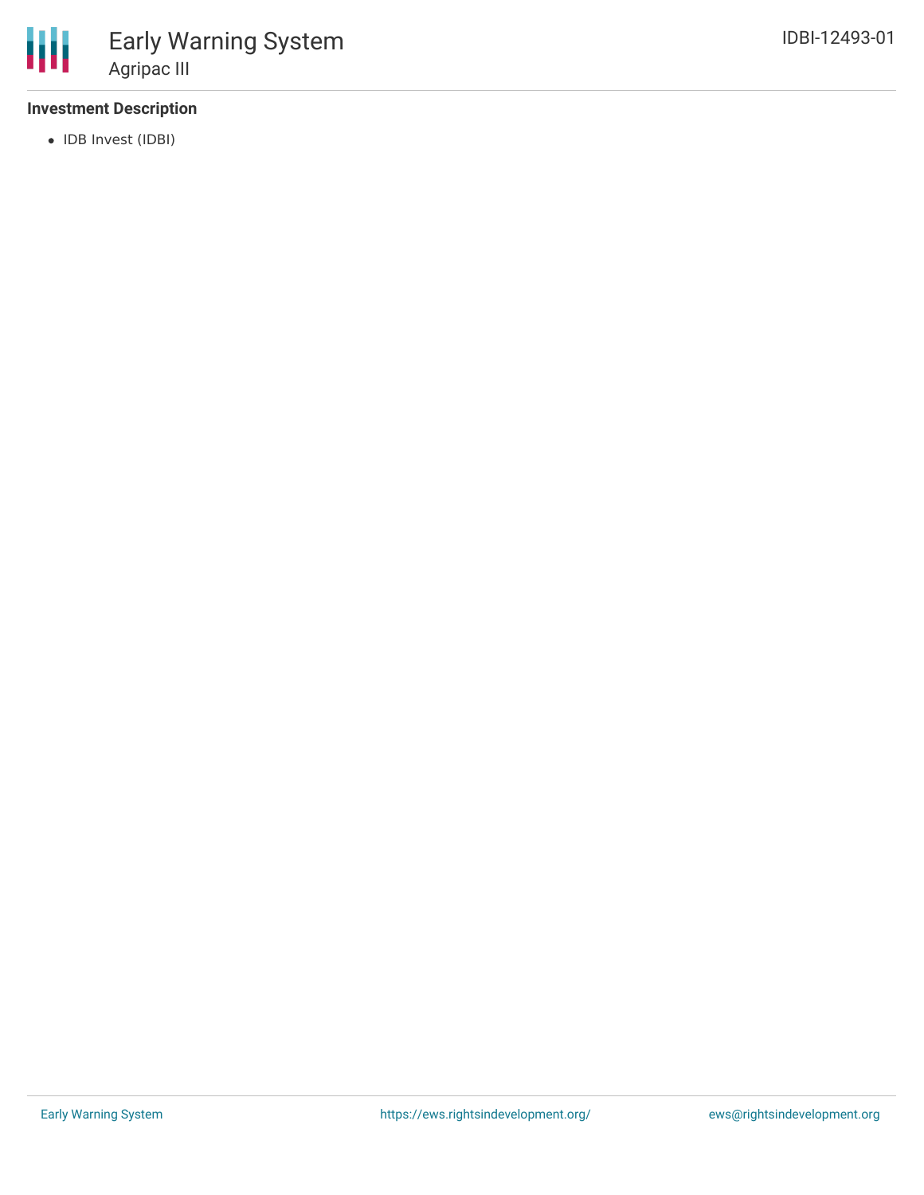### Investment Description

- IDB Invest (IDBI)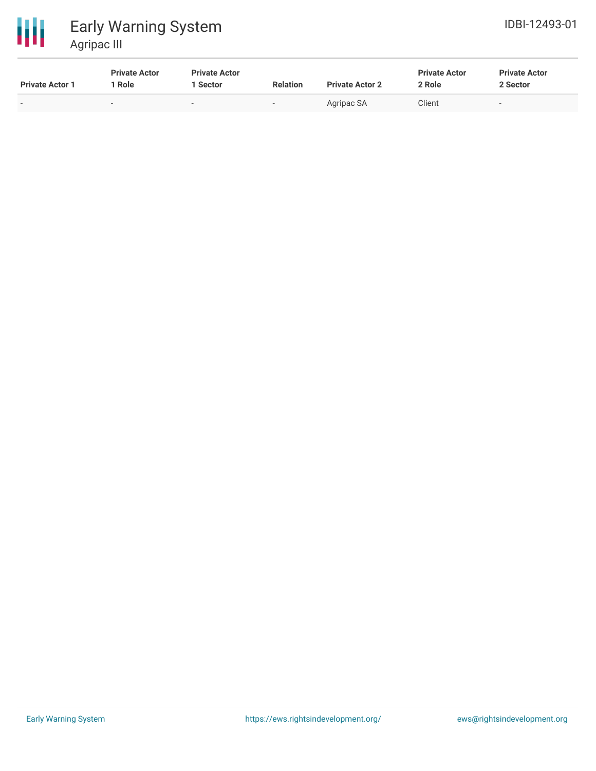| Private Actor 1 | Private Actor 1 Role | Private Actor 1 Sector | Relation | Private Actor 2 | Private Actor 2 Role | Private Actor 2 Sector |
| --- | --- | --- | --- | --- | --- | --- |
| - | - | - | - | Agripac SA | Client | - |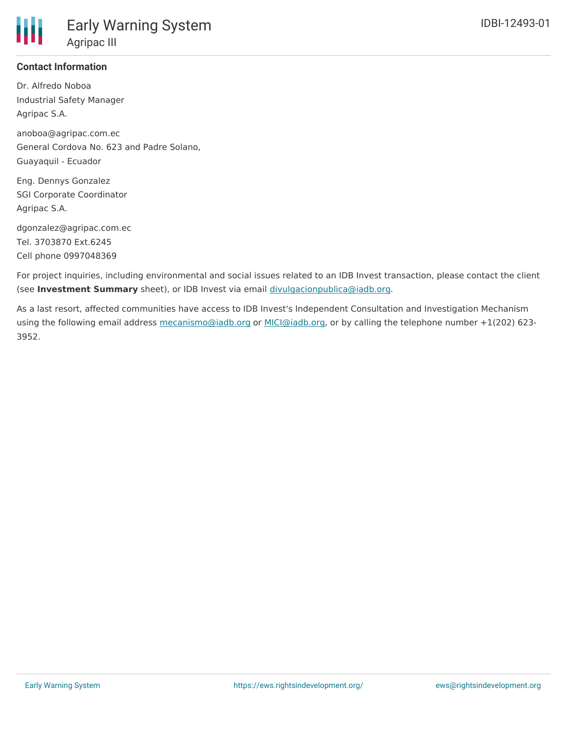### Contact Information

Dr. Alfredo Noboa
Industrial Safety Manager
Agripac S.A.

anoboa@agripac.com.ec
General Cordova No. 623 and Padre Solano,
Guayaquil - Ecuador

Eng. Dennys Gonzalez
SGI Corporate Coordinator
Agripac S.A.

dgonzalez@agripac.com.ec
Tel. 3703870 Ext.6245
Cell phone 0997048369

For project inquiries, including environmental and social issues related to an IDB Invest transaction, please contact the client (see **Investment Summary** sheet), or IDB Invest via email divulgacionpublica@iadb.org.

As a last resort, affected communities have access to IDB Invest's Independent Consultation and Investigation Mechanism using the following email address mecanismo@iadb.org or MICI@iadb.org, or by calling the telephone number +1(202) 623-3952.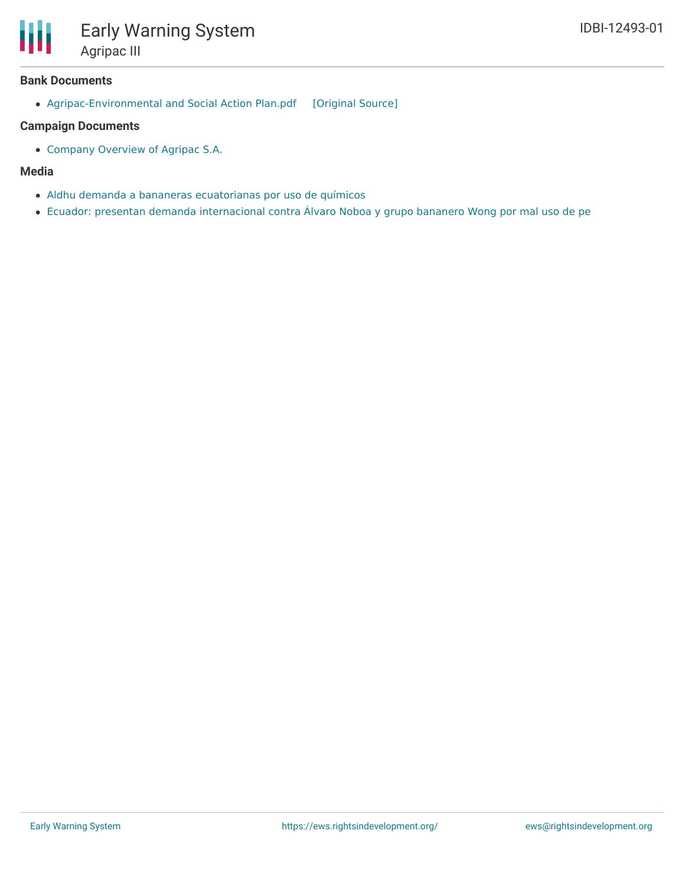### Bank Documents

- Agripac-Environmental and Social Action Plan.pdf [Original Source]

### Campaign Documents

- Company Overview of Agripac S.A.

### Media

- Aldhu demanda a bananeras ecuatorianas por uso de químicos
- Ecuador: presentan demanda internacional contra Álvaro Noboa y grupo bananero Wong por mal uso de pe